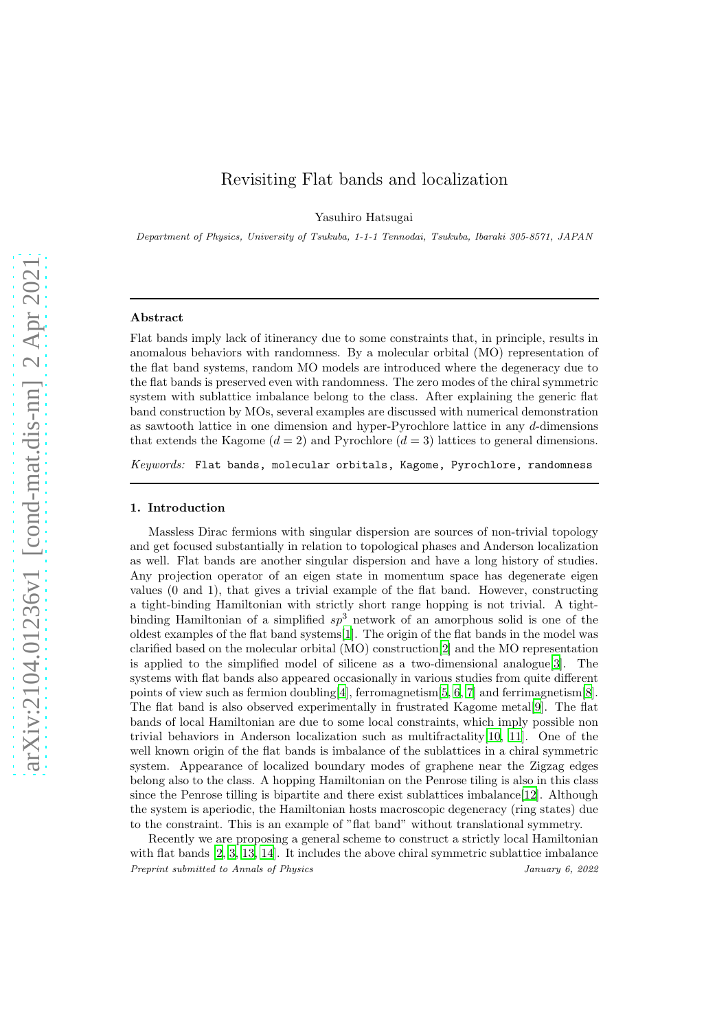# Revisiting Flat bands and localization

Yasuhiro Hatsugai

*Department of Physics, University of Tsukuba, 1-1-1 Tennodai, Tsukuba, Ibaraki 305-8571, JAPAN*

---

## Abstract

Flat bands imply lack of itinerancy due to some constraints that, in principle, results in anomalous behaviors with randomness. By a molecular orbital (MO) representation of the flat band systems, random MO models are introduced where the degeneracy due to the flat bands is preserved even with randomness. The zero modes of the chiral symmetric system with sublattice imbalance belong to the class. After explaining the generic flat band construction by MOs, several examples are discussed with numerical demonstration as sawtooth lattice in one dimension and hyper-Pyrochlore lattice in any $d$-dimensions that extends the Kagome ($d = 2$) and Pyrochlore ($d = 3$) lattices to general dimensions.

*Keywords:* Flat bands, molecular orbitals, Kagome, Pyrochlore, randomness

---

## 1. Introduction

Massless Dirac fermions with singular dispersion are sources of non-trivial topology and get focused substantially in relation to topological phases and Anderson localization as well. Flat bands are another singular dispersion and have a long history of studies. Any projection operator of an eigen state in momentum space has degenerate eigen values (0 and 1), that gives a trivial example of the flat band. However, constructing a tight-binding Hamiltonian with strictly short range hopping is not trivial. A tight-binding Hamiltonian of a simplified $sp^3$ network of an amorphous solid is one of the oldest examples of the flat band systems[1]. The origin of the flat bands in the model was clarified based on the molecular orbital (MO) construction[2] and the MO representation is applied to the simplified model of silicene as a two-dimensional analogue[3]. The systems with flat bands also appeared occasionally in various studies from quite different points of view such as fermion doubling[4], ferromagnetism[5, 6, 7] and ferrimagnetism[8]. The flat band is also observed experimentally in frustrated Kagome metal[9]. The flat bands of local Hamiltonian are due to some local constraints, which imply possible non trivial behaviors in Anderson localization such as multifractality[10, 11]. One of the well known origin of the flat bands is imbalance of the sublattices in a chiral symmetric system. Appearance of localized boundary modes of graphene near the Zigzag edges belong also to the class. A hopping Hamiltonian on the Penrose tiling is also in this class since the Penrose tilling is bipartite and there exist sublattices imbalance[12]. Although the system is aperiodic, the Hamiltonian hosts macroscopic degeneracy (ring states) due to the constraint. This is an example of "flat band" without translational symmetry.

Recently we are proposing a general scheme to construct a strictly local Hamiltonian with flat bands [2, 3, 13, 14]. It includes the above chiral symmetric sublattice imbalance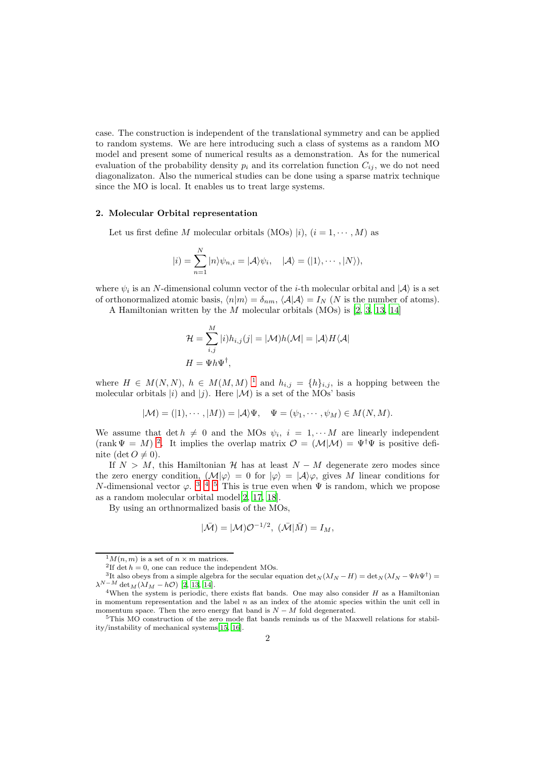case. The construction is independent of the translational symmetry and can be applied to random systems. We are here introducing such a class of systems as a random MO model and present some of numerical results as a demonstration. As for the numerical evaluation of the probability density $p_i$ and its correlation function $C_{ij}$, we do not need diagonalizaton. Also the numerical studies can be done using a sparse matrix technique since the MO is local. It enables us to treat large systems.

## 2. Molecular Orbital representation

Let us first define $M$ molecular orbitals (MOs) $|i)$, $(i = 1, \cdots, M)$ as

$$|i) = \sum_{n=1}^{N} |n\rangle \psi_{n,i} = |\mathcal{A}\rangle \psi_i, \quad |\mathcal{A}\rangle = (|1\rangle, \cdots, |N\rangle),$$

where $\psi_i$ is an $N$-dimensional column vector of the $i$-th molecular orbital and $|\mathcal{A}\rangle$ is a set of orthonormalized atomic basis, $\langle n|m\rangle = \delta_{nm}$, $\langle \mathcal{A}|\mathcal{A}\rangle = I_N$ ($N$ is the number of atoms).

A Hamiltonian written by the $M$ molecular orbitals (MOs) is [2, 3, 13, 14]

$$\mathcal{H} = \sum_{i,j}^{M} |i)h_{i,j}(j| = |\mathcal{M})h(\mathcal{M}| = |\mathcal{A}\rangle H \langle \mathcal{A}|$$

$$H = \Psi h \Psi^\dagger,$$

where $H \in M(N, N)$, $h \in M(M, M)$ [1] and $h_{i,j} = \{h\}_{i,j}$, is a hopping between the molecular orbitals $|i)$ and $|j)$. Here $|\mathcal{M})$ is a set of the MOs' basis

$$|\mathcal{M}) = (|1), \cdots, |M)) = |\mathcal{A}\rangle \Psi, \quad \Psi = (\psi_1, \cdots, \psi_M) \in M(N, M).$$

We assume that $\det h \neq 0$ and the MOs $\psi_i$, $i = 1, \cdots M$ are linearly independent ($\operatorname{rank} \Psi = M$) [2]. It implies the overlap matrix $\mathcal{O} = (\mathcal{M}|\mathcal{M}) = \Psi^\dagger \Psi$ is positive definite ($\det O \neq 0$).

If $N > M$, this Hamiltonian $\mathcal{H}$ has at least $N - M$ degenerate zero modes since the zero energy condition, $(\mathcal{M}|\varphi\rangle = 0$ for $|\varphi\rangle = |\mathcal{A}\rangle\varphi$, gives $M$ linear conditions for $N$-dimensional vector $\varphi$. [3] [4] [5] This is true even when $\Psi$ is random, which we propose as a random molecular orbital model[2, 17, 18].

By using an orthnormalized basis of the MOs,

$$|\bar{\mathcal{M}}) = |\mathcal{M})\mathcal{O}^{-1/2}, \; (\bar{\mathcal{M}}|\bar{\mathcal{M}}) = I_M,$$

---

[1] $M(n, m)$ is a set of $n \times m$ matrices.

[2] If $\det h = 0$, one can reduce the independent MOs.

[3] It also obeys from a simple algebra for the secular equation $\det_N(\lambda I_N - H) = \det_N(\lambda I_N - \Psi h \Psi^\dagger) = \lambda^{N-M} \det_M(\lambda I_M - h\mathcal{O})$ [2, 13, 14].

[4] When the system is periodic, there exists flat bands. One may also consider $H$ as a Hamiltonian in momentum representation and the label $n$ as an index of the atomic species within the unit cell in momentum space. Then the zero energy flat band is $N - M$ fold degenerated.

[5] This MO construction of the zero mode flat bands reminds us of the Maxwell relations for stability/instability of mechanical systems[15, 16].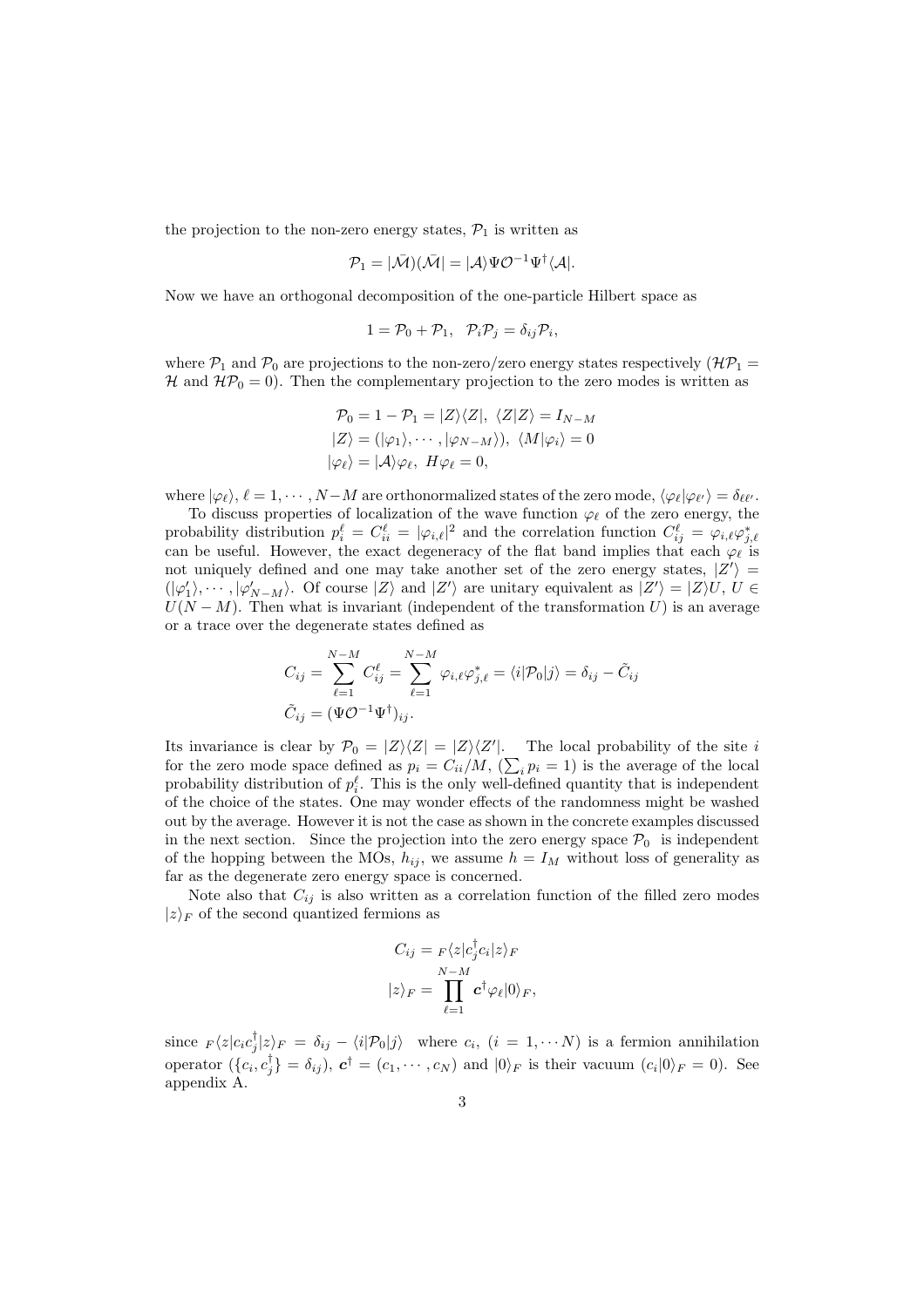the projection to the non-zero energy states, $\mathcal{P}_1$ is written as

$$\mathcal{P}_1 = |\bar{\mathcal{M}})(\bar{\mathcal{M}}| = |\mathcal{A}\rangle \Psi \mathcal{O}^{-1} \Psi^\dagger \langle \mathcal{A}|.$$

Now we have an orthogonal decomposition of the one-particle Hilbert space as

$$1 = \mathcal{P}_0 + \mathcal{P}_1, \quad \mathcal{P}_i \mathcal{P}_j = \delta_{ij} \mathcal{P}_i,$$

where $\mathcal{P}_1$ and $\mathcal{P}_0$ are projections to the non-zero/zero energy states respectively ($\mathcal{H}\mathcal{P}_1 = \mathcal{H}$ and $\mathcal{H}\mathcal{P}_0 = 0$). Then the complementary projection to the zero modes is written as

$$\begin{aligned}
\mathcal{P}_0 &= 1 - \mathcal{P}_1 = |Z\rangle\langle Z|, \ \langle Z|Z\rangle = I_{N-M} \\
|Z\rangle &= (|\varphi_1\rangle, \cdots, |\varphi_{N-M}\rangle), \ \langle M|\varphi_i\rangle = 0 \\
|\varphi_\ell\rangle &= |\mathcal{A}\rangle \varphi_\ell, \ H\varphi_\ell = 0,
\end{aligned}$$

where $|\varphi_\ell\rangle$, $\ell = 1, \cdots, N-M$ are orthonormalized states of the zero mode, $\langle \varphi_\ell | \varphi_{\ell'} \rangle = \delta_{\ell\ell'}$.

To discuss properties of localization of the wave function $\varphi_\ell$ of the zero energy, the probability distribution $p_i^\ell = C_{ii}^\ell = |\varphi_{i,\ell}|^2$ and the correlation function $C_{ij}^\ell = \varphi_{i,\ell}\varphi_{j,\ell}^*$ can be useful. However, the exact degeneracy of the flat band implies that each $\varphi_\ell$ is not uniquely defined and one may take another set of the zero energy states, $|Z'\rangle = (|\varphi_1'\rangle, \cdots, |\varphi_{N-M}'\rangle$. Of course $|Z\rangle$ and $|Z'\rangle$ are unitary equivalent as $|Z'\rangle = |Z\rangle U$, $U \in U(N-M)$. Then what is invariant (independent of the transformation $U$) is an average or a trace over the degenerate states defined as

$$\begin{aligned}
C_{ij} &= \sum_{\ell=1}^{N-M} C_{ij}^\ell = \sum_{\ell=1}^{N-M} \varphi_{i,\ell}\varphi_{j,\ell}^* = \langle i|\mathcal{P}_0|j\rangle = \delta_{ij} - \tilde{C}_{ij} \\
\tilde{C}_{ij} &= (\Psi \mathcal{O}^{-1} \Psi^\dagger)_{ij}.
\end{aligned}$$

Its invariance is clear by $\mathcal{P}_0 = |Z\rangle\langle Z| = |Z\rangle\langle Z'|$. The local probability of the site $i$ for the zero mode space defined as $p_i = C_{ii}/M$, ($\sum_i p_i = 1$) is the average of the local probability distribution of $p_i^\ell$. This is the only well-defined quantity that is independent of the choice of the states. One may wonder effects of the randomness might be washed out by the average. However it is not the case as shown in the concrete examples discussed in the next section. Since the projection into the zero energy space $\mathcal{P}_0$ is independent of the hopping between the MOs, $h_{ij}$, we assume $h = I_M$ without loss of generality as far as the degenerate zero energy space is concerned.

Note also that $C_{ij}$ is also written as a correlation function of the filled zero modes $|z\rangle_F$ of the second quantized fermions as

$$\begin{aligned}
C_{ij} &= {}_F\langle z|c_j^\dagger c_i|z\rangle_F \\
|z\rangle_F &= \prod_{\ell=1}^{N-M} \boldsymbol{c}^\dagger \varphi_\ell |0\rangle_F,
\end{aligned}$$

since ${}_F\langle z|c_i c_j^\dagger|z\rangle_F = \delta_{ij} - \langle i|\mathcal{P}_0|j\rangle$ where $c_i$, ($i = 1, \cdots N$) is a fermion annihilation operator ($\{c_i, c_j^\dagger\} = \delta_{ij}$), $\boldsymbol{c}^\dagger = (c_1, \cdots, c_N)$ and $|0\rangle_F$ is their vacuum ($c_i|0\rangle_F = 0$). See appendix A.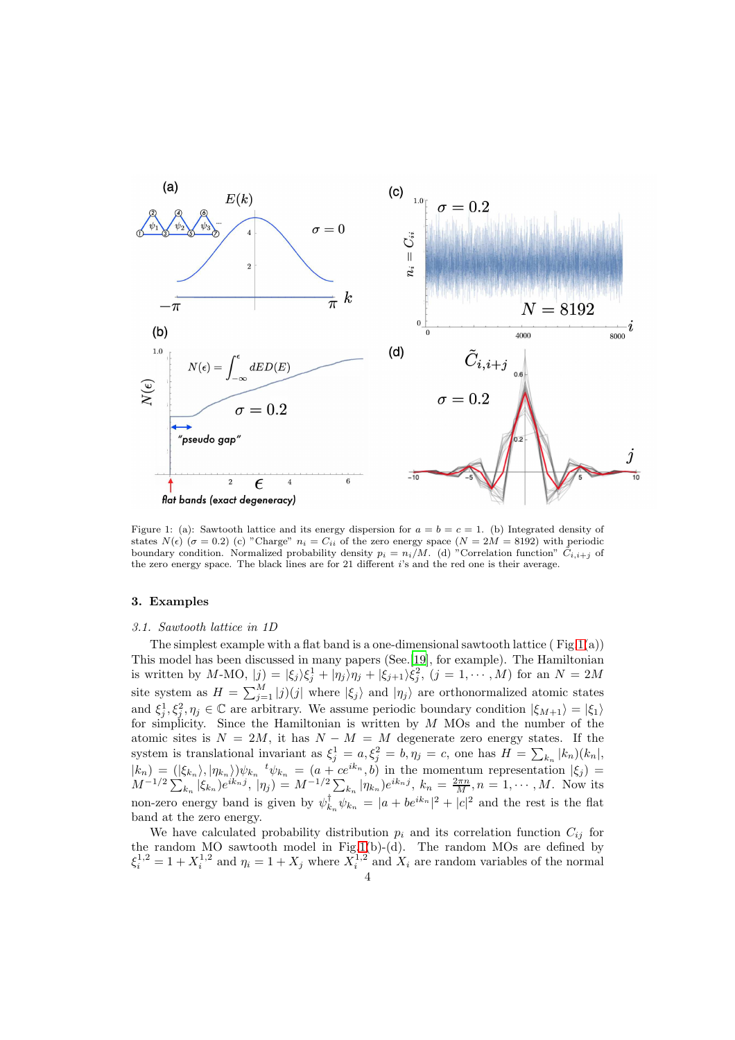Figure 1: (a): Sawtooth lattice and its energy dispersion for $a = b = c = 1$. (b) Integrated density of states $N(\epsilon)$ ($\sigma = 0.2$) (c) "Charge" $n_i = C_{ii}$ of the zero energy space ($N = 2M = 8192$) with periodic boundary condition. Normalized probability density $p_i = n_i/M$. (d) "Correlation function" $\tilde{C}_{i,i+j}$ of the zero energy space. The black lines are for 21 different $i$'s and the red one is their average.

## 3. Examples

### 3.1. Sawtooth lattice in 1D

The simplest example with a flat band is a one-dimensional sawtooth lattice ( Fig.1(a)) This model has been discussed in many papers (See.[19], for example). The Hamiltonian is written by $M$-MO, $|j) = |\xi_j\rangle\xi_j^1 + |\eta_j\rangle\eta_j + |\xi_{j+1}\rangle\xi_j^2$, ($j = 1, \cdots, M$) for an $N = 2M$ site system as $H = \sum_{j=1}^{M} |j)(j|$ where $|\xi_j\rangle$ and $|\eta_j\rangle$ are orthonormalized atomic states and $\xi_j^1, \xi_j^2, \eta_j \in \mathbb{C}$ are arbitrary. We assume periodic boundary condition $|\xi_{M+1}\rangle = |\xi_1\rangle$ for simplicity. Since the Hamiltonian is written by $M$ MOs and the number of atomic sites is $N = 2M$, it has $N - M = M$ degenerate zero energy states. If the system is translational invariant as $\xi_j^1 = a, \xi_j^2 = b, \eta_j = c$, one has $H = \sum_{k_n} |k_n)(k_n|$, $|k_n) = (|\xi_{k_n}\rangle, |\eta_{k_n}\rangle)\psi_{k_n}$ ${}^t\psi_{k_n} = (a + ce^{ik_n}, b)$ in the momentum representation $|\xi_j\rangle = M^{-1/2}\sum_{k_n} |\xi_{k_n}\rangle e^{ik_n j}$, $|\eta_j\rangle = M^{-1/2}\sum_{k_n} |\eta_{k_n}\rangle e^{ik_n j}$, $k_n = \frac{2\pi n}{M}, n = 1, \cdots, M$. Now its non-zero energy band is given by $\psi_{k_n}^\dagger \psi_{k_n} = |a + be^{ik_n}|^2 + |c|^2$ and the rest is the flat band at the zero energy.

We have calculated probability distribution $p_i$ and its correlation function $C_{ij}$ for the random MO sawtooth model in Fig.1(b)-(d). The random MOs are defined by $\xi_i^{1,2} = 1 + X_i^{1,2}$ and $\eta_i = 1 + X_j$ where $X_i^{1,2}$ and $X_i$ are random variables of the normal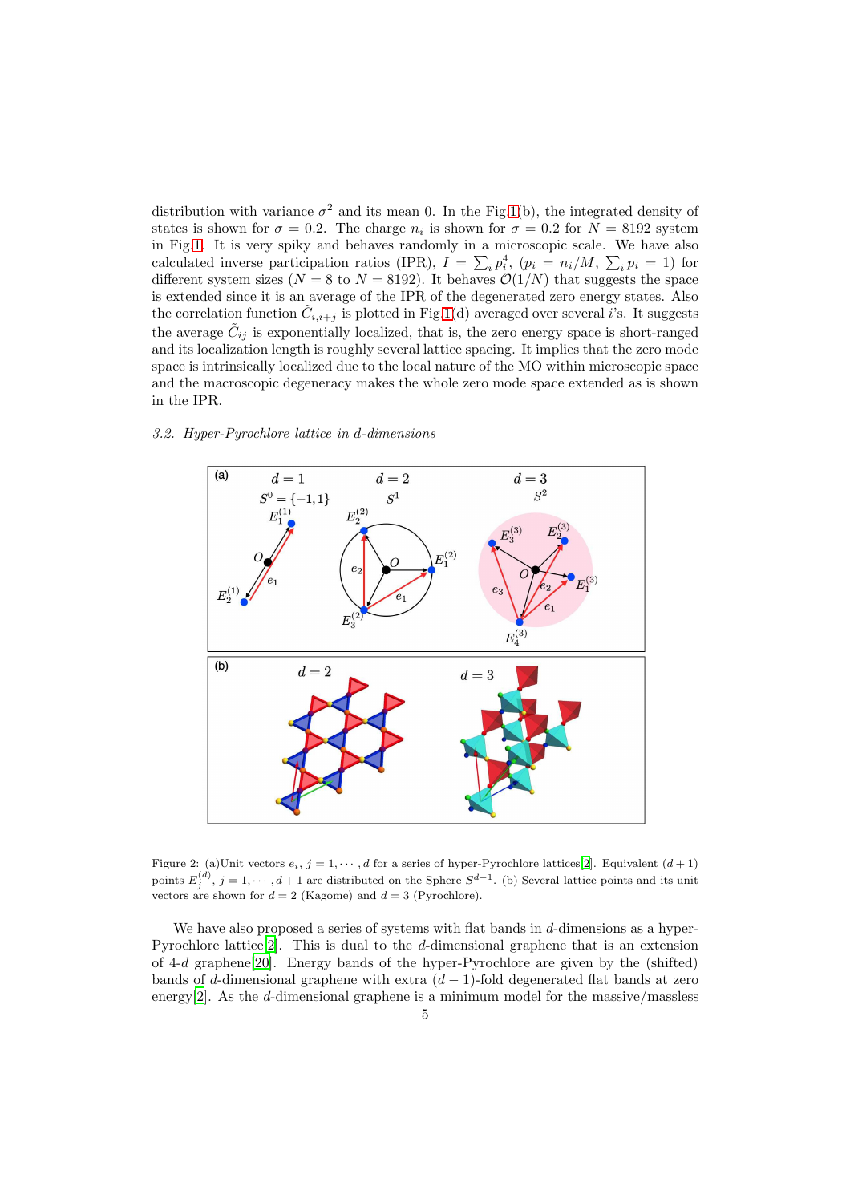distribution with variance $\sigma^2$ and its mean 0. In the Fig.1(b), the integrated density of states is shown for $\sigma = 0.2$. The charge $n_i$ is shown for $\sigma = 0.2$ for $N = 8192$ system in Fig.1. It is very spiky and behaves randomly in a microscopic scale. We have also calculated inverse participation ratios (IPR), $I = \sum_i p_i^4$, ($p_i = n_i/M$, $\sum_i p_i = 1$) for different system sizes ($N = 8$ to $N = 8192$). It behaves $\mathcal{O}(1/N)$ that suggests the space is extended since it is an average of the IPR of the degenerated zero energy states. Also the correlation function $\tilde{C}_{i,i+j}$ is plotted in Fig.1(d) averaged over several $i$'s. It suggests the average $\tilde{C}_{ij}$ is exponentially localized, that is, the zero energy space is short-ranged and its localization length is roughly several lattice spacing. It implies that the zero mode space is intrinsically localized due to the local nature of the MO within microscopic space and the macroscopic degeneracy makes the whole zero mode space extended as is shown in the IPR.

### 3.2. Hyper-Pyrochlore lattice in d-dimensions

Figure 2: (a)Unit vectors $e_i$, $j = 1, \cdots, d$ for a series of hyper-Pyrochlore lattices[2]. Equivalent $(d+1)$ points $E_j^{(d)}$, $j = 1, \cdots, d+1$ are distributed on the Sphere $S^{d-1}$. (b) Several lattice points and its unit vectors are shown for $d = 2$ (Kagome) and $d = 3$ (Pyrochlore).

We have also proposed a series of systems with flat bands in $d$-dimensions as a hyper-Pyrochlore lattice[2]. This is dual to the $d$-dimensional graphene that is an extension of 4-$d$ graphene[20]. Energy bands of the hyper-Pyrochlore are given by the (shifted) bands of $d$-dimensional graphene with extra $(d-1)$-fold degenerated flat bands at zero energy[2]. As the $d$-dimensional graphene is a minimum model for the massive/massless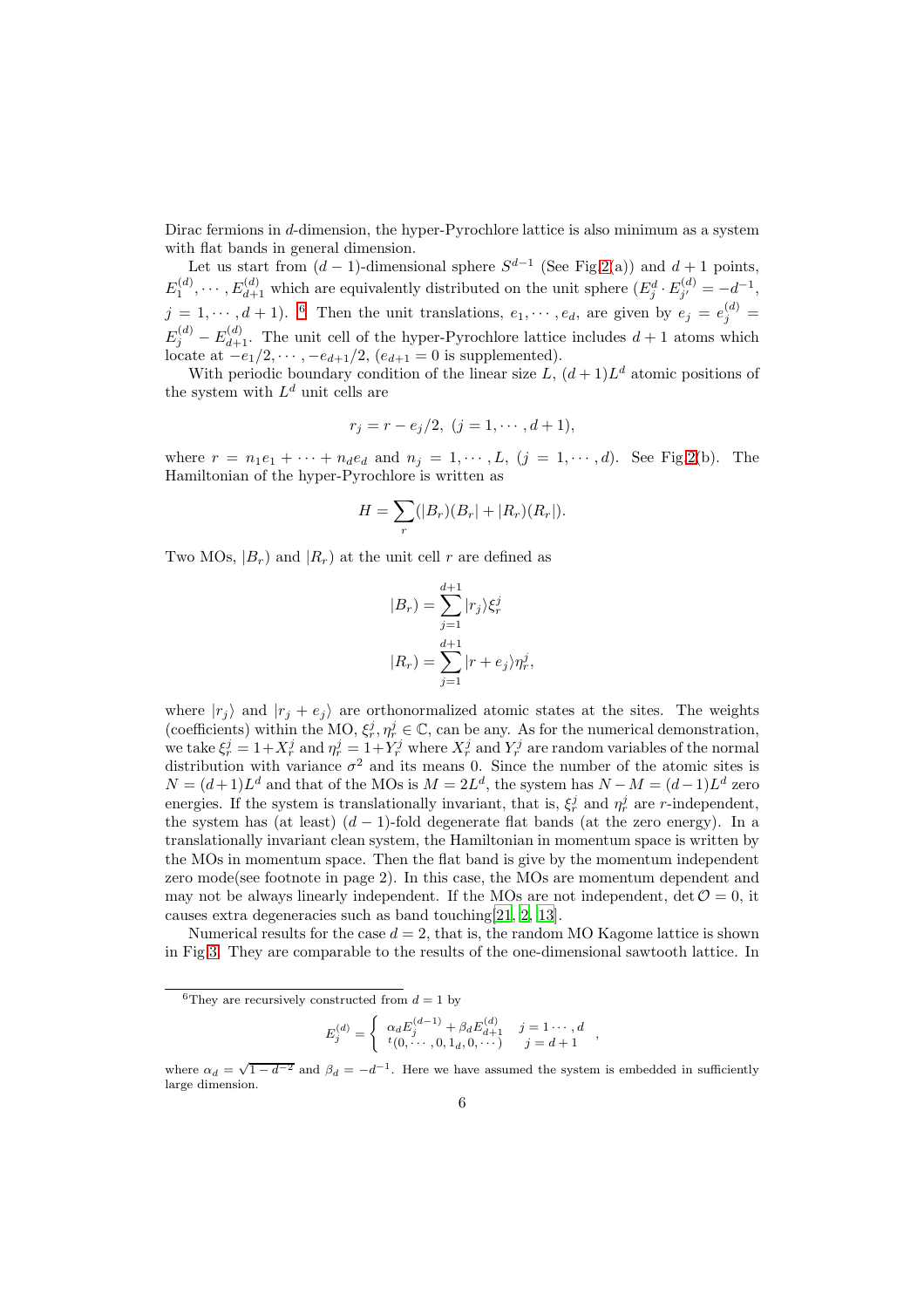Dirac fermions in $d$-dimension, the hyper-Pyrochlore lattice is also minimum as a system with flat bands in general dimension.

Let us start from $(d-1)$-dimensional sphere $S^{d-1}$ (See Fig.2(a)) and $d+1$ points, $E_1^{(d)}, \cdots, E_{d+1}^{(d)}$ which are equivalently distributed on the unit sphere ($E_j^d \cdot E_{j'}^{(d)} = -d^{-1}$, $j = 1, \cdots, d+1$). [6] Then the unit translations, $e_1, \cdots, e_d$, are given by $e_j = e_j^{(d)} = E_j^{(d)} - E_{d+1}^{(d)}$. The unit cell of the hyper-Pyrochlore lattice includes $d+1$ atoms which locate at $-e_1/2, \cdots, -e_{d+1}/2$, ($e_{d+1} = 0$ is supplemented).

With periodic boundary condition of the linear size $L$, $(d+1)L^d$ atomic positions of the system with $L^d$ unit cells are

$$
r_j = r - e_j/2, \ (j = 1, \cdots, d+1),
$$

where $r = n_1 e_1 + \cdots + n_d e_d$ and $n_j = 1, \cdots, L$, $(j = 1, \cdots, d)$. See Fig.2(b). The Hamiltonian of the hyper-Pyrochlore is written as

$$
H = \sum_r (|B_r)(B_r| + |R_r)(R_r|).
$$

Two MOs, $|B_r)$ and $|R_r)$ at the unit cell $r$ are defined as

$$
\begin{aligned}
|B_r) &= \sum_{j=1}^{d+1} |r_j\rangle \xi_r^j \\
|R_r) &= \sum_{j=1}^{d+1} |r + e_j\rangle \eta_r^j,
\end{aligned}
$$

where $|r_j\rangle$ and $|r + e_j\rangle$ are orthonormalized atomic states at the sites. The weights (coefficients) within the MO, $\xi_r^j, \eta_r^j \in \mathbb{C}$, can be any. As for the numerical demonstration, we take $\xi_r^j = 1 + X_r^j$ and $\eta_r^j = 1 + Y_r^j$ where $X_r^j$ and $Y_r^j$ are random variables of the normal distribution with variance $\sigma^2$ and its means 0. Since the number of the atomic sites is $N = (d+1)L^d$ and that of the MOs is $M = 2L^d$, the system has $N - M = (d-1)L^d$ zero energies. If the system is translationally invariant, that is, $\xi_r^j$ and $\eta_r^j$ are $r$-independent, the system has (at least) $(d-1)$-fold degenerate flat bands (at the zero energy). In a translationally invariant clean system, the Hamiltonian in momentum space is written by the MOs in momentum space. Then the flat band is give by the momentum independent zero mode(see footnote in page 2). In this case, the MOs are momentum dependent and may not be always linearly independent. If the MOs are not independent, $\det \mathcal{O} = 0$, it causes extra degeneracies such as band touching[21, 2, 13].

Numerical results for the case $d = 2$, that is, the random MO Kagome lattice is shown in Fig.3. They are comparable to the results of the one-dimensional sawtooth lattice. In

---

[6] They are recursively constructed from $d = 1$ by

$$
E_j^{(d)} = \begin{cases} \alpha_d E_j^{(d-1)} + \beta_d E_{d+1}^{(d)} & j = 1 \cdots, d \\ {}^t(0, \cdots, 0, 1_d, 0, \cdots) & j = d+1 \end{cases},
$$

where $\alpha_d = \sqrt{1 - d^{-2}}$ and $\beta_d = -d^{-1}$. Here we have assumed the system is embedded in sufficiently large dimension.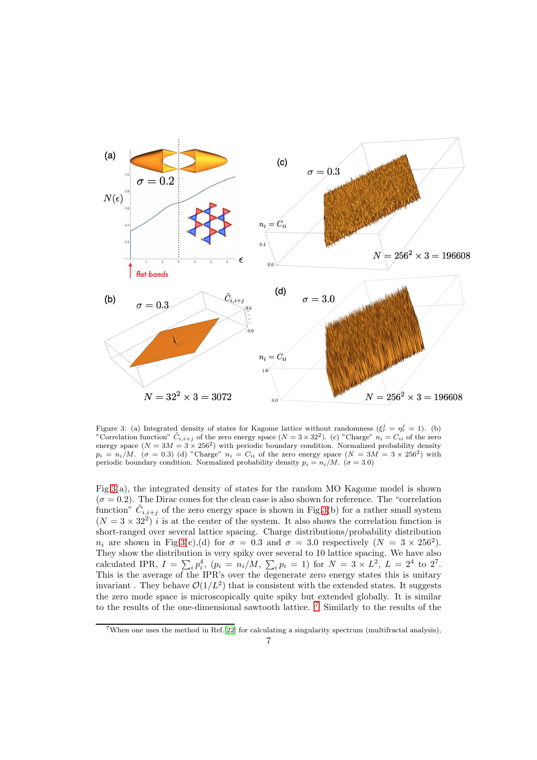Figure 3: (a) Integrated density of states for Kagome lattice without randomness ($\xi_r^j = \eta_r^j = 1$). (b) "Correlation function" $\tilde{C}_{i,i+j}$ of the zero energy space ($N = 3 \times 32^2$). (c) "Charge" $n_i = C_{ii}$ of the zero energy space ($N = 3M = 3 \times 256^2$) with periodic boundary condition. Normalized probability density $p_i = n_i/M$. ($\sigma = 0.3$) (d) "Charge" $n_i = C_{ii}$ of the zero energy space ($N = 3M = 3 \times 256^2$) with periodic boundary condition. Normalized probability density $p_i = n_i/M$. ($\sigma = 3.0$)

Fig.3(a), the integrated density of states for the random MO Kagome model is shown ($\sigma = 0.2$). The Dirac cones for the clean case is also shown for reference. The "correlation function" $\tilde{C}_{i,i+j}$ of the zero energy space is shown in Fig.3(b) for a rather small system ($N = 3 \times 32^2$) $i$ is at the center of the system. It also shows the correlation function is short-ranged over several lattice spacing. Charge distributions/probability distribution $n_i$ are shown in Fig.3(c),(d) for $\sigma = 0.3$ and $\sigma = 3.0$ respectively ($N = 3 \times 256^2$). They show the distribution is very spiky over several to 10 lattice spacing. We have also calculated IPR, $I = \sum_i p_i^4$, ($p_i = n_i/M$, $\sum_i p_i = 1$) for $N = 3 \times L^2$, $L = 2^4$ to $2^7$. This is the average of the IPR's over the degenerate zero energy states this is unitary invariant . They behave $\mathcal{O}(1/L^2)$ that is consistent with the extended states. It suggests the zero mode space is microscopically quite spiky but extended globally. It is similar to the results of the one-dimensional sawtooth lattice. [7] Similarly to the results of the

[7]When one uses the method in Ref.[22] for calculating a singularity spectrum (multifractal analysis),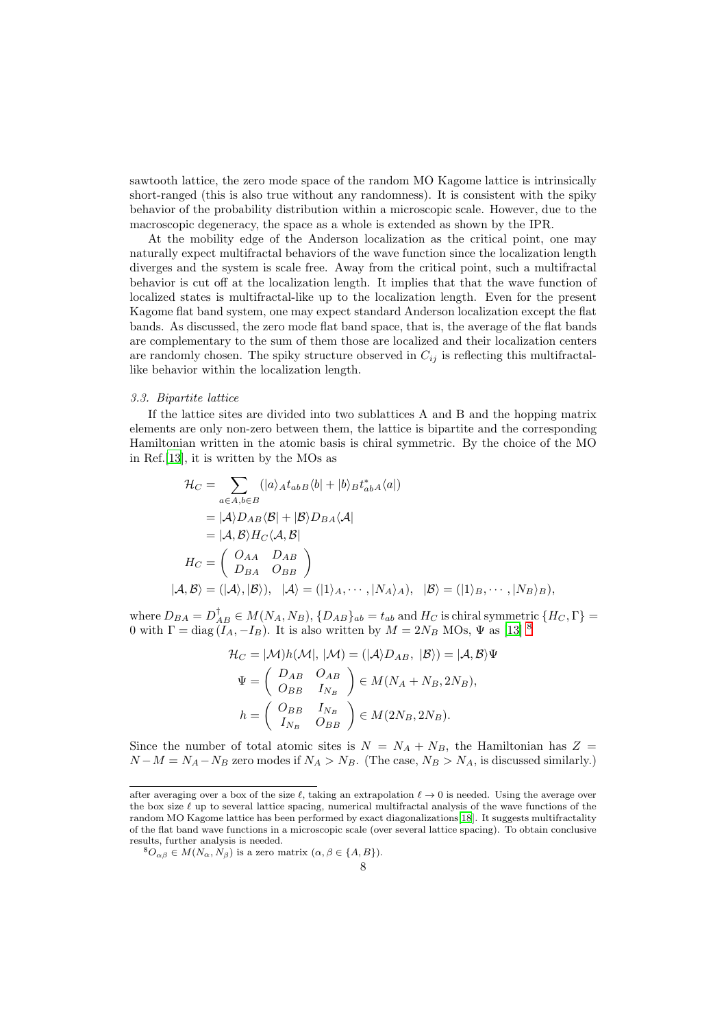sawtooth lattice, the zero mode space of the random MO Kagome lattice is intrinsically short-ranged (this is also true without any randomness). It is consistent with the spiky behavior of the probability distribution within a microscopic scale. However, due to the macroscopic degeneracy, the space as a whole is extended as shown by the IPR.

At the mobility edge of the Anderson localization as the critical point, one may naturally expect multifractal behaviors of the wave function since the localization length diverges and the system is scale free. Away from the critical point, such a multifractal behavior is cut off at the localization length. It implies that that the wave function of localized states is multifractal-like up to the localization length. Even for the present Kagome flat band system, one may expect standard Anderson localization except the flat bands. As discussed, the zero mode flat band space, that is, the average of the flat bands are complementary to the sum of them those are localized and their localization centers are randomly chosen. The spiky structure observed in $C_{ij}$ is reflecting this multifractal-like behavior within the localization length.

### *3.3. Bipartite lattice*

If the lattice sites are divided into two sublattices A and B and the hopping matrix elements are only non-zero between them, the lattice is bipartite and the corresponding Hamiltonian written in the atomic basis is chiral symmetric. By the choice of the MO in Ref.[13], it is written by the MOs as

$$
\begin{aligned}
\mathcal{H}_C &= \sum_{a\in A, b\in B} \left(|a\rangle_A t_{ab\,B}\langle b| + |b\rangle_B t^*_{ab\,A}\langle a|\right) \\
&= |\mathcal{A}\rangle D_{AB}\langle\mathcal{B}| + |\mathcal{B}\rangle D_{BA}\langle\mathcal{A}| \\
&= |\mathcal{A},\mathcal{B}\rangle H_C \langle\mathcal{A},\mathcal{B}| \\
H_C &= \begin{pmatrix} O_{AA} & D_{AB} \\ D_{BA} & O_{BB} \end{pmatrix} \\
|\mathcal{A},\mathcal{B}\rangle &= (|\mathcal{A}\rangle, |\mathcal{B}\rangle), \quad |\mathcal{A}\rangle = (|1\rangle_A, \cdots, |N_A\rangle_A), \quad |\mathcal{B}\rangle = (|1\rangle_B, \cdots, |N_B\rangle_B),
\end{aligned}
$$

where $D_{BA} = D^\dagger_{AB} \in M(N_A, N_B)$, $\{D_{AB}\}_{ab} = t_{ab}$ and $H_C$ is chiral symmetric $\{H_C, \Gamma\} = 0$ with $\Gamma = \mathrm{diag}\,(I_A, -I_B)$. It is also written by $M = 2N_B$ MOs, $\Psi$ as [13] [8]

$$
\begin{aligned}
\mathcal{H}_C &= |\mathcal{M}) h (\mathcal{M}|, \; |\mathcal{M}) = (|\mathcal{A}\rangle D_{AB}, \; |\mathcal{B}\rangle) = |\mathcal{A},\mathcal{B}\rangle\Psi \\
\Psi &= \begin{pmatrix} D_{AB} & O_{AB} \\ O_{BB} & I_{N_B} \end{pmatrix} \in M(N_A + N_B, 2N_B), \\
h &= \begin{pmatrix} O_{BB} & I_{N_B} \\ I_{N_B} & O_{BB} \end{pmatrix} \in M(2N_B, 2N_B).
\end{aligned}
$$

Since the number of total atomic sites is $N = N_A + N_B$, the Hamiltonian has $Z = N - M = N_A - N_B$ zero modes if $N_A > N_B$. (The case, $N_B > N_A$, is discussed similarly.)

---

after averaging over a box of the size $\ell$, taking an extrapolation $\ell \to 0$ is needed. Using the average over the box size $\ell$ up to several lattice spacing, numerical multifractal analysis of the wave functions of the random MO Kagome lattice has been performed by exact diagonalizations[18]. It suggests multifractality of the flat band wave functions in a microscopic scale (over several lattice spacing). To obtain conclusive results, further analysis is needed.

[8] $O_{\alpha\beta} \in M(N_\alpha, N_\beta)$ is a zero matrix ($\alpha, \beta \in \{A, B\}$).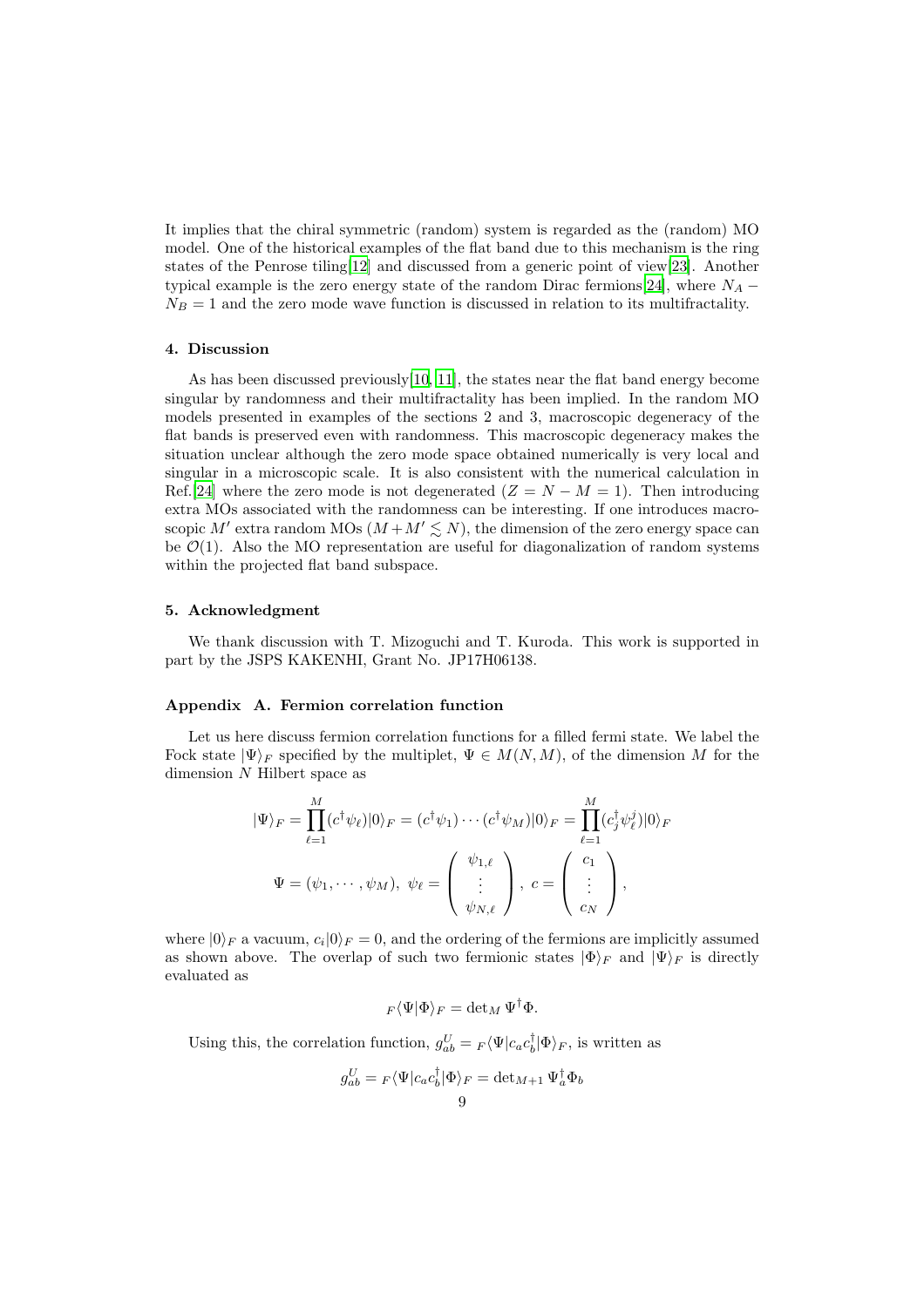It implies that the chiral symmetric (random) system is regarded as the (random) MO model. One of the historical examples of the flat band due to this mechanism is the ring states of the Penrose tiling[12] and discussed from a generic point of view[23]. Another typical example is the zero energy state of the random Dirac fermions[24], where $N_A - N_B = 1$ and the zero mode wave function is discussed in relation to its multifractality.

#### 4. Discussion

As has been discussed previously[10, 11], the states near the flat band energy become singular by randomness and their multifractality has been implied. In the random MO models presented in examples of the sections 2 and 3, macroscopic degeneracy of the flat bands is preserved even with randomness. This macroscopic degeneracy makes the situation unclear although the zero mode space obtained numerically is very local and singular in a microscopic scale. It is also consistent with the numerical calculation in Ref.[24] where the zero mode is not degenerated ($Z = N - M = 1$). Then introducing extra MOs associated with the randomness can be interesting. If one introduces macroscopic $M'$ extra random MOs ($M + M' \lesssim N$), the dimension of the zero energy space can be $\mathcal{O}(1)$. Also the MO representation are useful for diagonalization of random systems within the projected flat band subspace.

#### 5. Acknowledgment

We thank discussion with T. Mizoguchi and T. Kuroda. This work is supported in part by the JSPS KAKENHI, Grant No. JP17H06138.

#### Appendix A. Fermion correlation function

Let us here discuss fermion correlation functions for a filled fermi state. We label the Fock state $|\Psi\rangle_F$ specified by the multiplet, $\Psi \in M(N, M)$, of the dimension $M$ for the dimension $N$ Hilbert space as

$$
|\Psi\rangle_F = \prod_{\ell=1}^{M} (c^\dagger \psi_\ell)|0\rangle_F = (c^\dagger \psi_1) \cdots (c^\dagger \psi_M)|0\rangle_F = \prod_{\ell=1}^{M} (c_j^\dagger \psi_\ell^j)|0\rangle_F
$$

$$
\Psi = (\psi_1, \cdots, \psi_M),\ \psi_\ell = \begin{pmatrix} \psi_{1,\ell} \\ \vdots \\ \psi_{N,\ell} \end{pmatrix},\ c = \begin{pmatrix} c_1 \\ \vdots \\ c_N \end{pmatrix},
$$

where $|0\rangle_F$ a vacuum, $c_i|0\rangle_F = 0$, and the ordering of the fermions are implicitly assumed as shown above. The overlap of such two fermionic states $|\Phi\rangle_F$ and $|\Psi\rangle_F$ is directly evaluated as

$$
{}_F\langle\Psi|\Phi\rangle_F = \det{}_M \Psi^\dagger \Phi.
$$

Using this, the correlation function, $g_{ab}^U = {}_F\langle\Psi|c_a c_b^\dagger|\Phi\rangle_F$, is written as

$$
g_{ab}^U = {}_F\langle\Psi|c_a c_b^\dagger|\Phi\rangle_F = \det{}_{M+1} \Psi_a^\dagger \Phi_b
$$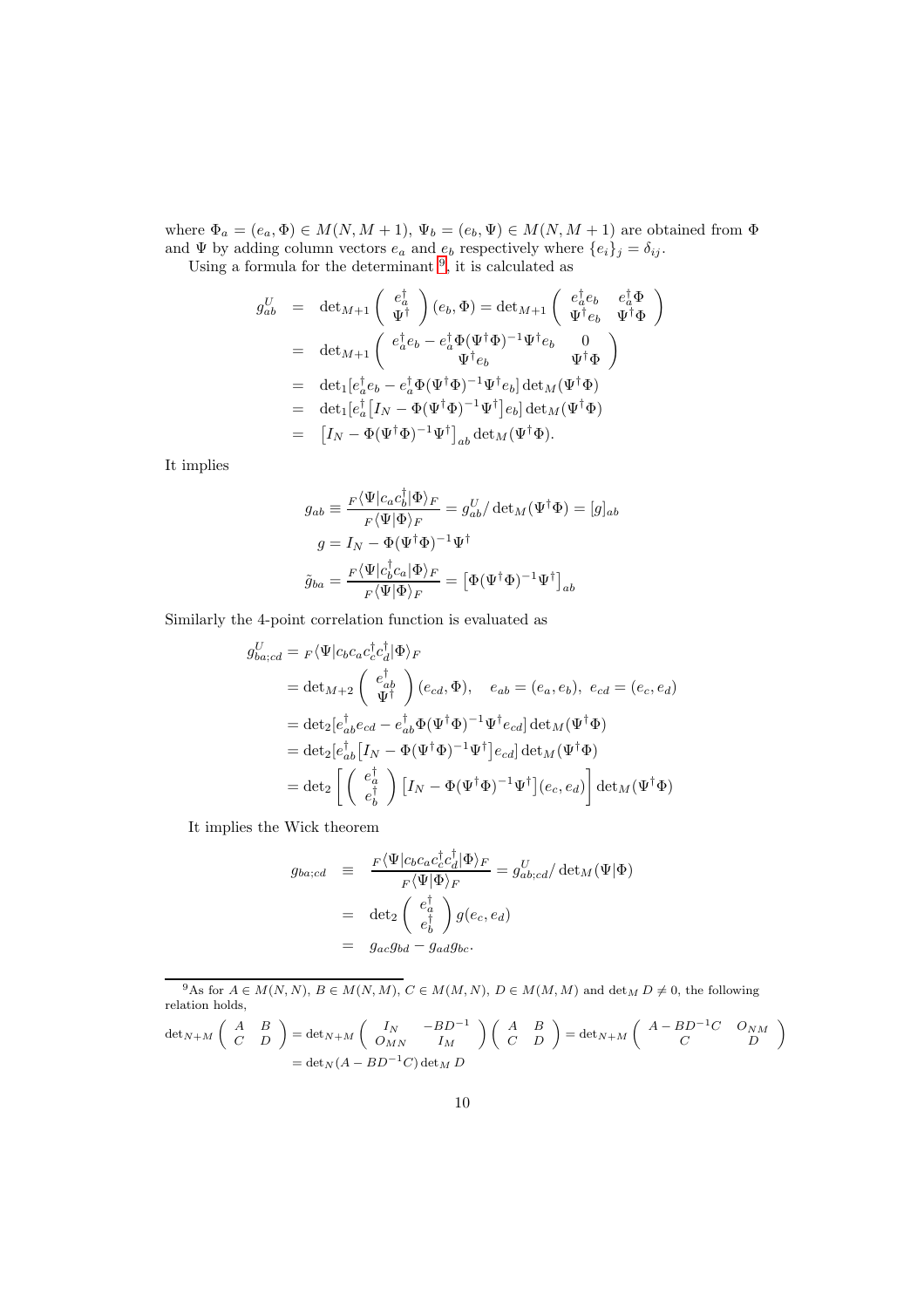where $\Phi_a = (e_a, \Phi) \in M(N, M+1)$, $\Psi_b = (e_b, \Psi) \in M(N, M+1)$ are obtained from $\Phi$ and $\Psi$ by adding column vectors $e_a$ and $e_b$ respectively where $\{e_i\}_j = \delta_{ij}$.

Using a formula for the determinant [9], it is calculated as

$$
\begin{aligned}
g^U_{ab} &= \det_{M+1}\begin{pmatrix} e_a^\dagger \\ \Psi^\dagger \end{pmatrix}(e_b, \Phi) = \det_{M+1}\begin{pmatrix} e_a^\dagger e_b & e_a^\dagger \Phi \\ \Psi^\dagger e_b & \Psi^\dagger \Phi \end{pmatrix} \\
&= \det_{M+1}\begin{pmatrix} e_a^\dagger e_b - e_a^\dagger \Phi(\Psi^\dagger\Phi)^{-1}\Psi^\dagger e_b & 0 \\ \Psi^\dagger e_b & \Psi^\dagger \Phi \end{pmatrix} \\
&= \det_1[e_a^\dagger e_b - e_a^\dagger \Phi(\Psi^\dagger\Phi)^{-1}\Psi^\dagger e_b]\det_M(\Psi^\dagger\Phi) \\
&= \det_1[e_a^\dagger\big[I_N - \Phi(\Psi^\dagger\Phi)^{-1}\Psi^\dagger\big]e_b]\det_M(\Psi^\dagger\Phi) \\
&= \big[I_N - \Phi(\Psi^\dagger\Phi)^{-1}\Psi^\dagger\big]_{ab}\det_M(\Psi^\dagger\Phi).
\end{aligned}
$$

It implies

$$
\begin{aligned}
g_{ab} &\equiv \frac{{}_F\langle\Psi|c_a c_b^\dagger|\Phi\rangle_F}{{}_F\langle\Psi|\Phi\rangle_F} = g^U_{ab}/\det_M(\Psi^\dagger\Phi) = [g]_{ab} \\
g &= I_N - \Phi(\Psi^\dagger\Phi)^{-1}\Psi^\dagger \\
\tilde{g}_{ba} &= \frac{{}_F\langle\Psi|c_b^\dagger c_a|\Phi\rangle_F}{{}_F\langle\Psi|\Phi\rangle_F} = \big[\Phi(\Psi^\dagger\Phi)^{-1}\Psi^\dagger\big]_{ab}
\end{aligned}
$$

Similarly the 4-point correlation function is evaluated as

$$
\begin{aligned}
g^U_{ba;cd} &= {}_F\langle\Psi|c_b c_a c_c^\dagger c_d^\dagger|\Phi\rangle_F \\
&= \det_{M+2}\begin{pmatrix} e_{ab}^\dagger \\ \Psi^\dagger \end{pmatrix}(e_{cd}, \Phi), \quad e_{ab} = (e_a, e_b),\ e_{cd} = (e_c, e_d) \\
&= \det_2[e_{ab}^\dagger e_{cd} - e_{ab}^\dagger\Phi(\Psi^\dagger\Phi)^{-1}\Psi^\dagger e_{cd}]\det_M(\Psi^\dagger\Phi) \\
&= \det_2[e_{ab}^\dagger\big[I_N - \Phi(\Psi^\dagger\Phi)^{-1}\Psi^\dagger\big]e_{cd}]\det_M(\Psi^\dagger\Phi) \\
&= \det_2\left[\begin{pmatrix} e_a^\dagger \\ e_b^\dagger \end{pmatrix}\big[I_N - \Phi(\Psi^\dagger\Phi)^{-1}\Psi^\dagger\big](e_c, e_d)\right]\det_M(\Psi^\dagger\Phi)
\end{aligned}
$$

It implies the Wick theorem

$$
\begin{aligned}
g_{ba;cd} &\equiv \frac{{}_F\langle\Psi|c_b c_a c_c^\dagger c_d^\dagger|\Phi\rangle_F}{{}_F\langle\Psi|\Phi\rangle_F} = g^U_{ab;cd}/\det_M(\Psi|\Phi) \\
&= \det_2\begin{pmatrix} e_a^\dagger \\ e_b^\dagger \end{pmatrix} g(e_c, e_d) \\
&= g_{ac}g_{bd} - g_{ad}g_{bc}.
\end{aligned}
$$

---

[9] As for $A \in M(N,N)$, $B \in M(N,M)$, $C \in M(M,N)$, $D \in M(M,M)$ and $\det_M D \neq 0$, the following relation holds,

$$
\begin{aligned}
\det_{N+M}\begin{pmatrix} A & B \\ C & D \end{pmatrix} &= \det_{N+M}\begin{pmatrix} I_N & -BD^{-1} \\ O_{MN} & I_M \end{pmatrix}\begin{pmatrix} A & B \\ C & D \end{pmatrix} = \det_{N+M}\begin{pmatrix} A - BD^{-1}C & O_{NM} \\ C & D \end{pmatrix} \\
&= \det_N(A - BD^{-1}C)\det_M D
\end{aligned}
$$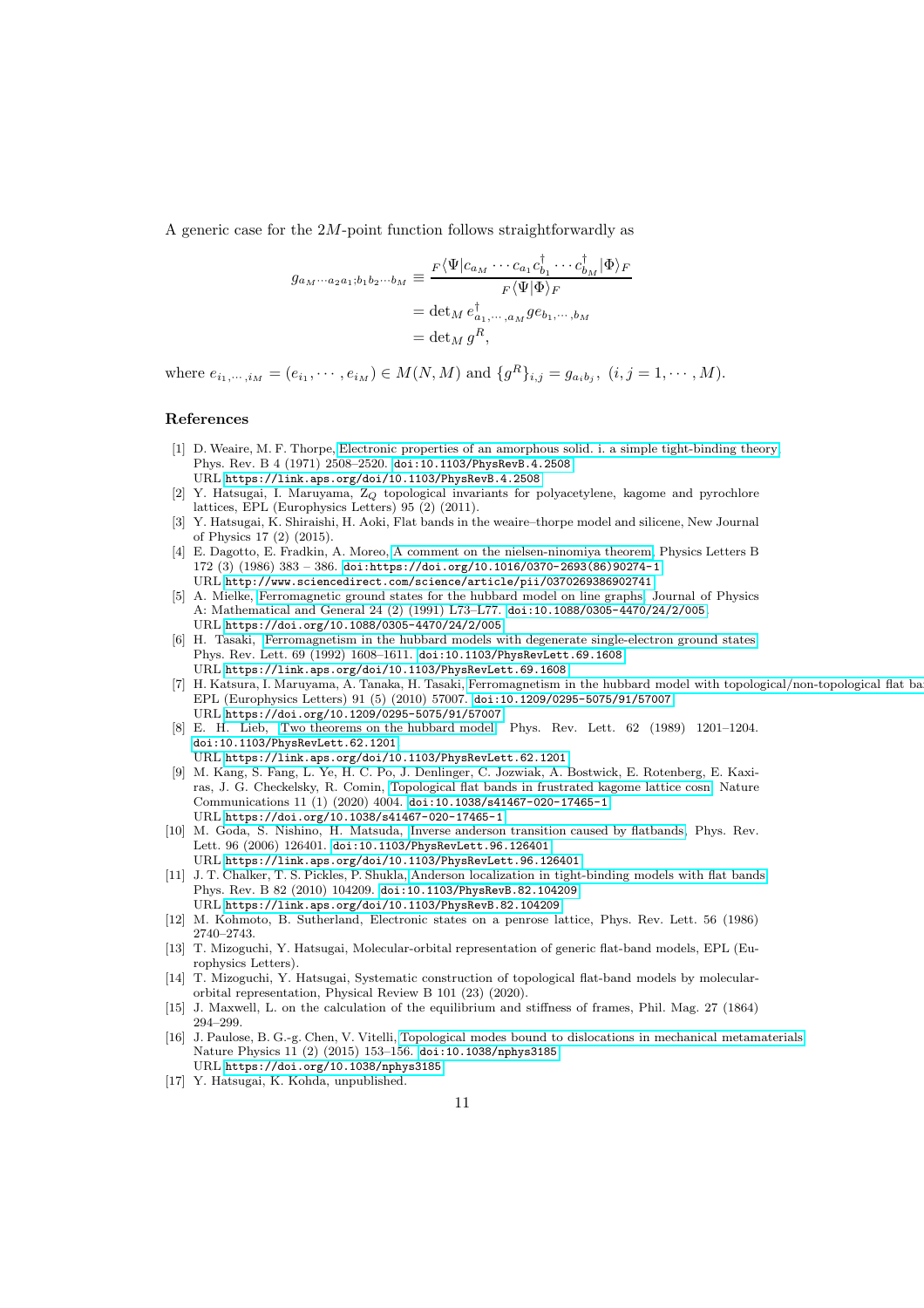A generic case for the $2M$-point function follows straightforwardly as

$$
\begin{aligned}
g_{a_M\cdots a_2 a_1;b_1 b_2\cdots b_M} &\equiv \frac{{}_F\langle\Psi| c_{a_M}\cdots c_{a_1} c^\dagger_{b_1}\cdots c^\dagger_{b_M}|\Phi\rangle_F}{{}_F\langle\Psi|\Phi\rangle_F} \\
&= \det{}_M\, e^\dagger_{a_1,\cdots,a_M} g e_{b_1,\cdots,b_M} \\
&= \det{}_M\, g^R,
\end{aligned}
$$

where $e_{i_1,\cdots,i_M} = (e_{i_1},\cdots,e_{i_M}) \in M(N,M)$ and $\{g^R\}_{i,j} = g_{a_i b_j},\ (i,j=1,\cdots,M)$.

## References

[1] D. Weaire, M. F. Thorpe, Electronic properties of an amorphous solid. i. a simple tight-binding theory, Phys. Rev. B 4 (1971) 2508–2520. doi:10.1103/PhysRevB.4.2508. URL https://link.aps.org/doi/10.1103/PhysRevB.4.2508

[2] Y. Hatsugai, I. Maruyama, $Z_Q$ topological invariants for polyacetylene, kagome and pyrochlore lattices, EPL (Europhysics Letters) 95 (2) (2011).

[3] Y. Hatsugai, K. Shiraishi, H. Aoki, Flat bands in the weaire–thorpe model and silicene, New Journal of Physics 17 (2) (2015).

[4] E. Dagotto, E. Fradkin, A. Moreo, A comment on the nielsen-ninomiya theorem, Physics Letters B 172 (3) (1986) 383 – 386. doi:https://doi.org/10.1016/0370-2693(86)90274-1. URL http://www.sciencedirect.com/science/article/pii/0370269386902741

[5] A. Mielke, Ferromagnetic ground states for the hubbard model on line graphs, Journal of Physics A: Mathematical and General 24 (2) (1991) L73–L77. doi:10.1088/0305-4470/24/2/005. URL https://doi.org/10.1088/0305-4470/24/2/005

[6] H. Tasaki, Ferromagnetism in the hubbard models with degenerate single-electron ground states, Phys. Rev. Lett. 69 (1992) 1608–1611. doi:10.1103/PhysRevLett.69.1608. URL https://link.aps.org/doi/10.1103/PhysRevLett.69.1608

[7] H. Katsura, I. Maruyama, A. Tanaka, H. Tasaki, Ferromagnetism in the hubbard model with topological/non-topological flat ba EPL (Europhysics Letters) 91 (5) (2010) 57007. doi:10.1209/0295-5075/91/57007. URL https://doi.org/10.1209/0295-5075/91/57007

[8] E. H. Lieb, Two theorems on the hubbard model, Phys. Rev. Lett. 62 (1989) 1201–1204. doi:10.1103/PhysRevLett.62.1201. URL https://link.aps.org/doi/10.1103/PhysRevLett.62.1201

[9] M. Kang, S. Fang, L. Ye, H. C. Po, J. Denlinger, C. Jozwiak, A. Bostwick, E. Rotenberg, E. Kaxiras, J. G. Checkelsky, R. Comin, Topological flat bands in frustrated kagome lattice cosn, Nature Communications 11 (1) (2020) 4004. doi:10.1038/s41467-020-17465-1. URL https://doi.org/10.1038/s41467-020-17465-1

[10] M. Goda, S. Nishino, H. Matsuda, Inverse anderson transition caused by flatbands, Phys. Rev. Lett. 96 (2006) 126401. doi:10.1103/PhysRevLett.96.126401. URL https://link.aps.org/doi/10.1103/PhysRevLett.96.126401

[11] J. T. Chalker, T. S. Pickles, P. Shukla, Anderson localization in tight-binding models with flat bands, Phys. Rev. B 82 (2010) 104209. doi:10.1103/PhysRevB.82.104209. URL https://link.aps.org/doi/10.1103/PhysRevB.82.104209

[12] M. Kohmoto, B. Sutherland, Electronic states on a penrose lattice, Phys. Rev. Lett. 56 (1986) 2740–2743.

[13] T. Mizoguchi, Y. Hatsugai, Molecular-orbital representation of generic flat-band models, EPL (Europhysics Letters).

[14] T. Mizoguchi, Y. Hatsugai, Systematic construction of topological flat-band models by molecular-orbital representation, Physical Review B 101 (23) (2020).

[15] J. Maxwell, L. on the calculation of the equilibrium and stiffness of frames, Phil. Mag. 27 (1864) 294–299.

[16] J. Paulose, B. G.-g. Chen, V. Vitelli, Topological modes bound to dislocations in mechanical metamaterials, Nature Physics 11 (2) (2015) 153–156. doi:10.1038/nphys3185. URL https://doi.org/10.1038/nphys3185

[17] Y. Hatsugai, K. Kohda, unpublished.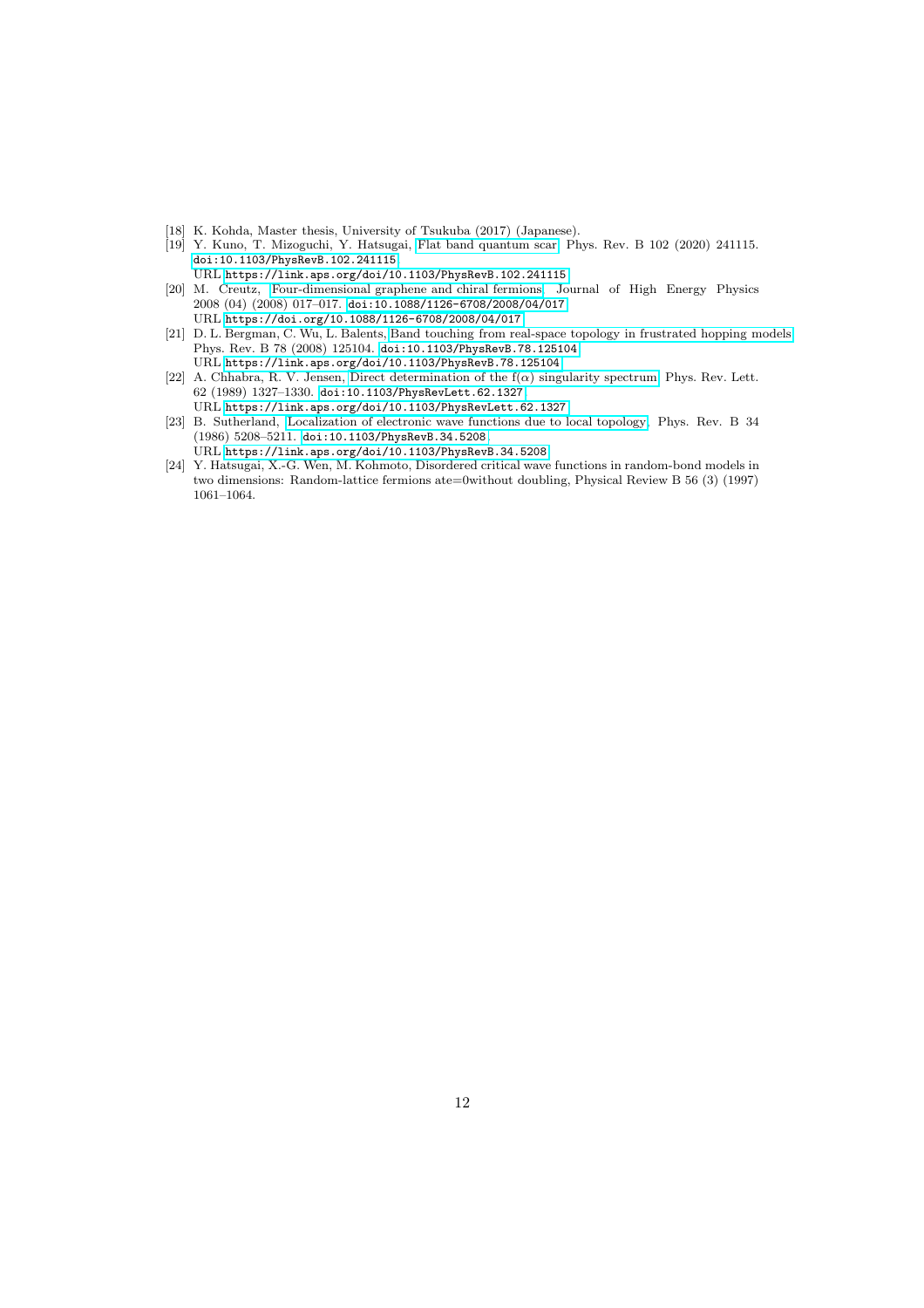[18] K. Kohda, Master thesis, University of Tsukuba (2017) (Japanese).

[19] Y. Kuno, T. Mizoguchi, Y. Hatsugai, Flat band quantum scar, Phys. Rev. B 102 (2020) 241115. doi:10.1103/PhysRevB.102.241115.
URL https://link.aps.org/doi/10.1103/PhysRevB.102.241115

[20] M. Creutz, Four-dimensional graphene and chiral fermions, Journal of High Energy Physics 2008 (04) (2008) 017–017. doi:10.1088/1126-6708/2008/04/017.
URL https://doi.org/10.1088/1126-6708/2008/04/017

[21] D. L. Bergman, C. Wu, L. Balents, Band touching from real-space topology in frustrated hopping models, Phys. Rev. B 78 (2008) 125104. doi:10.1103/PhysRevB.78.125104.
URL https://link.aps.org/doi/10.1103/PhysRevB.78.125104

[22] A. Chhabra, R. V. Jensen, Direct determination of the f($\alpha$) singularity spectrum, Phys. Rev. Lett. 62 (1989) 1327–1330. doi:10.1103/PhysRevLett.62.1327.
URL https://link.aps.org/doi/10.1103/PhysRevLett.62.1327

[23] B. Sutherland, Localization of electronic wave functions due to local topology, Phys. Rev. B 34 (1986) 5208–5211. doi:10.1103/PhysRevB.34.5208.
URL https://link.aps.org/doi/10.1103/PhysRevB.34.5208

[24] Y. Hatsugai, X.-G. Wen, M. Kohmoto, Disordered critical wave functions in random-bond models in two dimensions: Random-lattice fermions ate=0without doubling, Physical Review B 56 (3) (1997) 1061–1064.